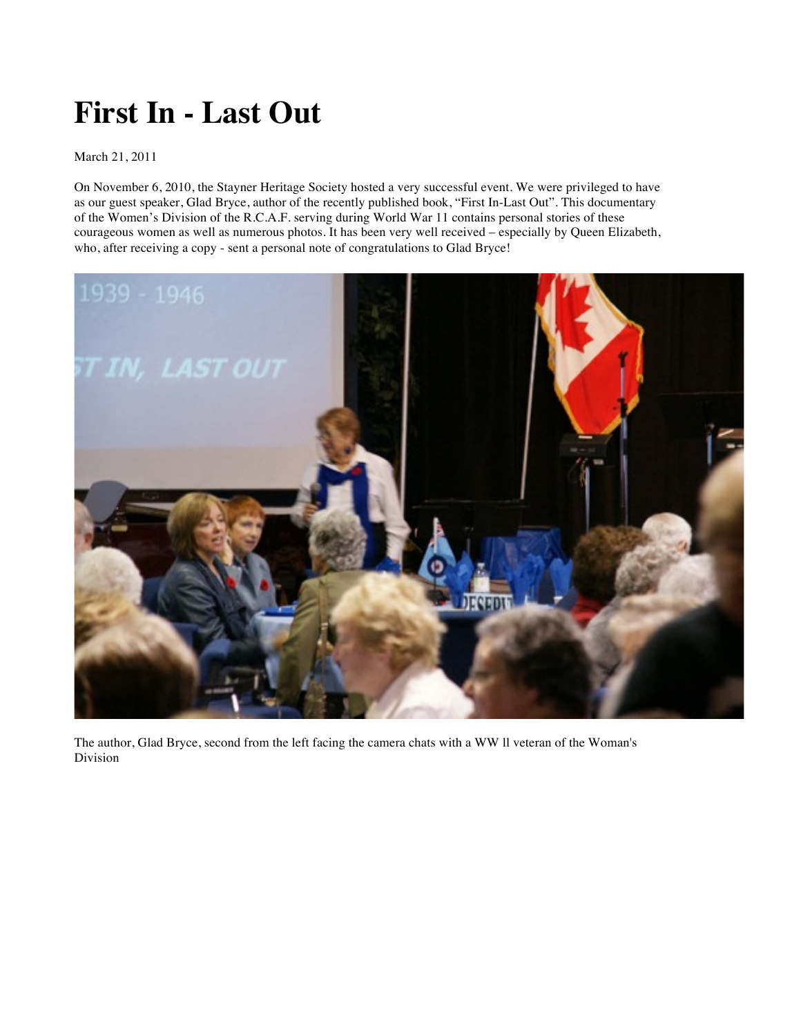# First In - Last Out

March 21, 2011

On November 6, 2010, the Stayner Heritage Society hosted a very successful event. We were privileged to have as our guest speaker, Glad Bryce, author of the recently published book, "First In-Last Out". This documentary of the Women's Division of the R.C.A.F. serving during World War 11 contains personal stories of these courageous women as well as numerous photos. It has been very well received – especially by Queen Elizabeth, who, after receiving a copy - sent a personal note of congratulations to Glad Bryce!

The author, Glad Bryce, second from the left facing the camera chats with a WW ll veteran of the Woman's Division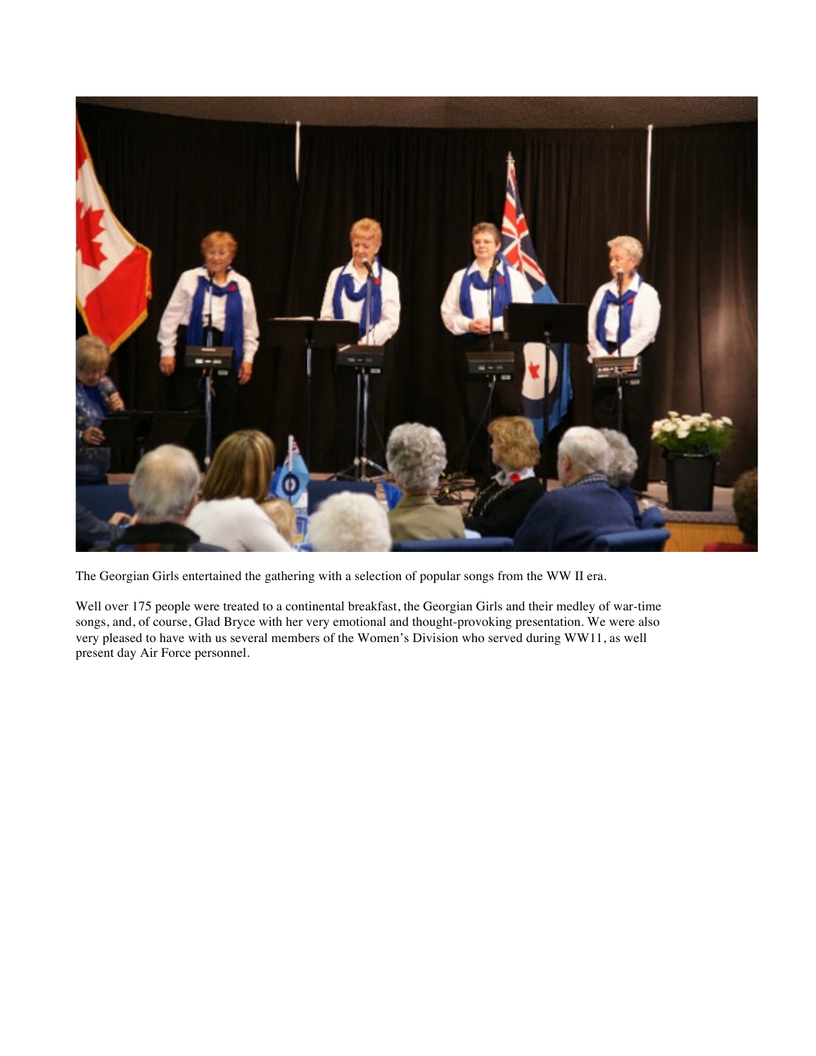The Georgian Girls entertained the gathering with a selection of popular songs from the WW II era.

Well over 175 people were treated to a continental breakfast, the Georgian Girls and their medley of war-time songs, and, of course, Glad Bryce with her very emotional and thought-provoking presentation. We were also very pleased to have with us several members of the Women's Division who served during WW11, as well present day Air Force personnel.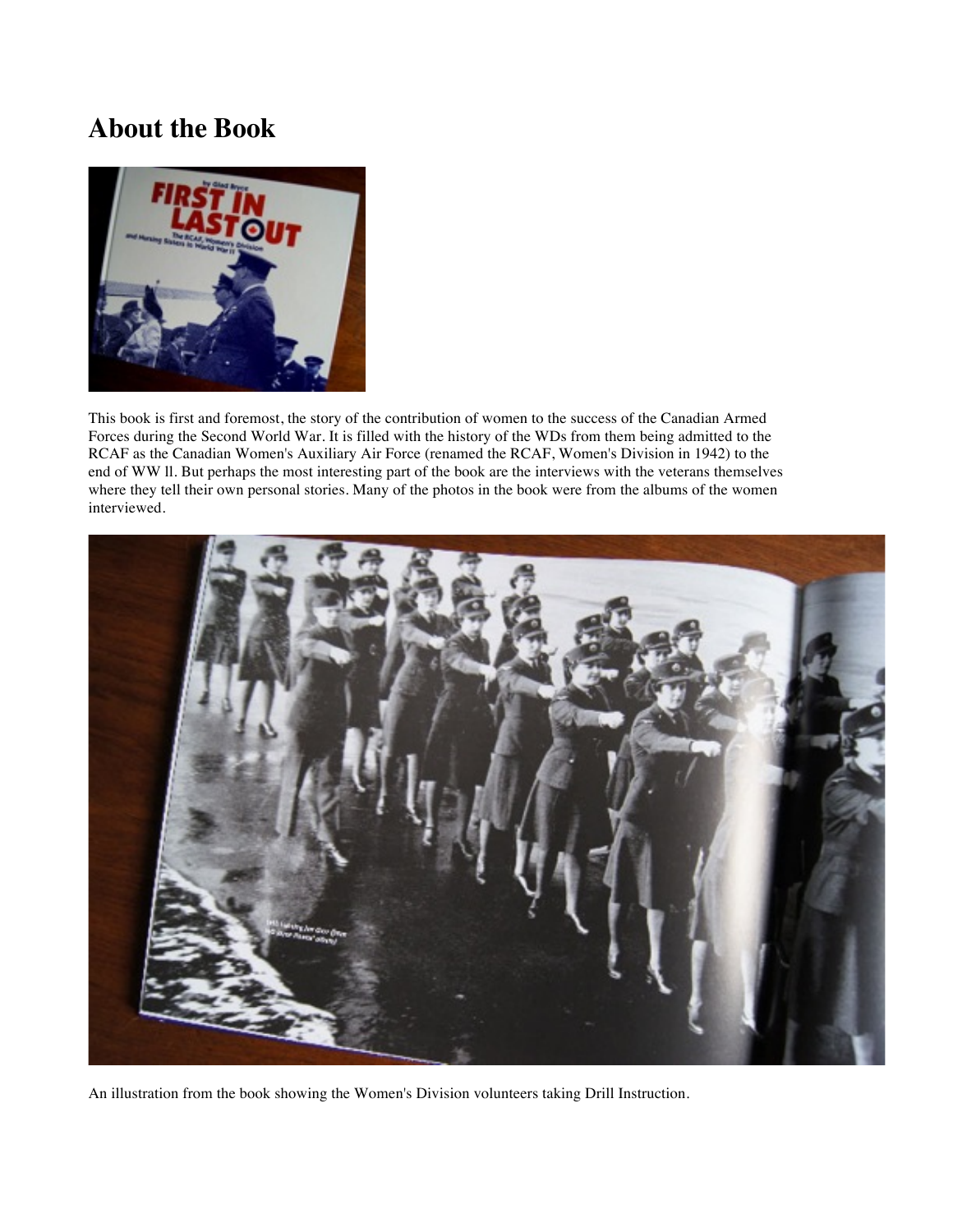## About the Book

This book is first and foremost, the story of the contribution of women to the success of the Canadian Armed Forces during the Second World War. It is filled with the history of the WDs from them being admitted to the RCAF as the Canadian Women's Auxiliary Air Force (renamed the RCAF, Women's Division in 1942) to the end of WW ll. But perhaps the most interesting part of the book are the interviews with the veterans themselves where they tell their own personal stories. Many of the photos in the book were from the albums of the women interviewed.

An illustration from the book showing the Women's Division volunteers taking Drill Instruction.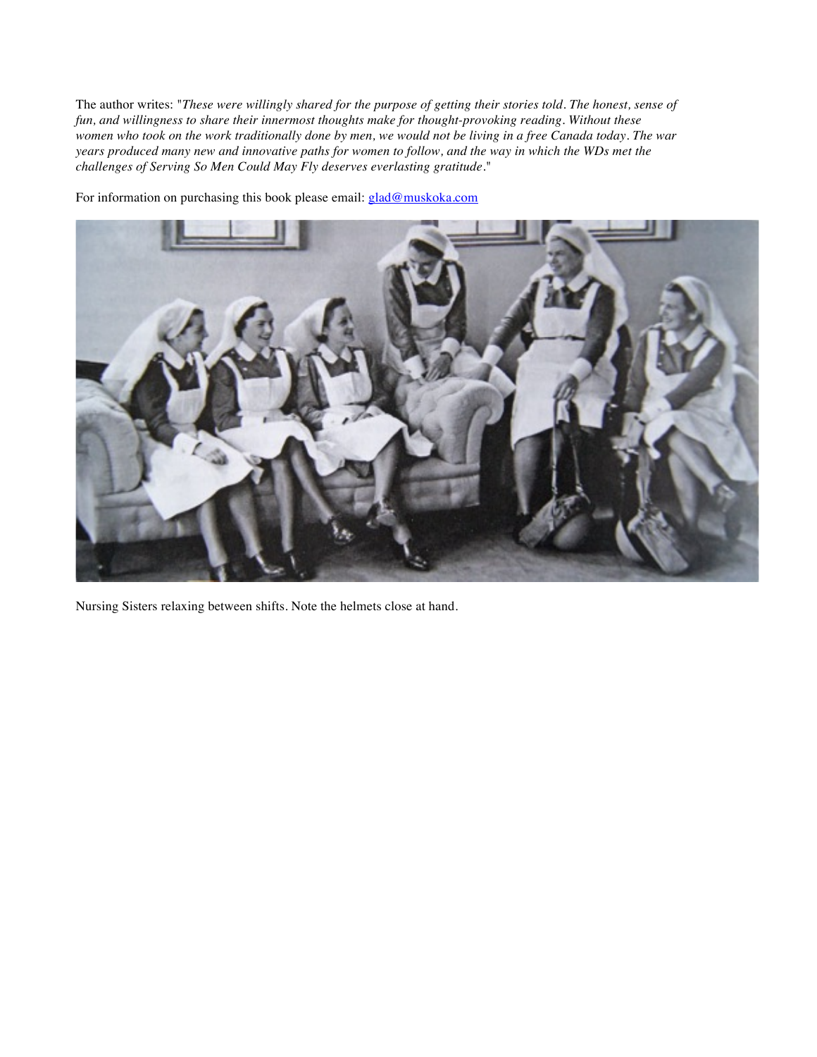The author writes: "*These were willingly shared for the purpose of getting their stories told. The honest, sense of fun, and willingness to share their innermost thoughts make for thought-provoking reading. Without these women who took on the work traditionally done by men, we would not be living in a free Canada today. The war years produced many new and innovative paths for women to follow, and the way in which the WDs met the challenges of Serving So Men Could May Fly deserves everlasting gratitude.*"

For information on purchasing this book please email: [glad@muskoka.com](mailto:glad@muskoka.com)

Nursing Sisters relaxing between shifts. Note the helmets close at hand.